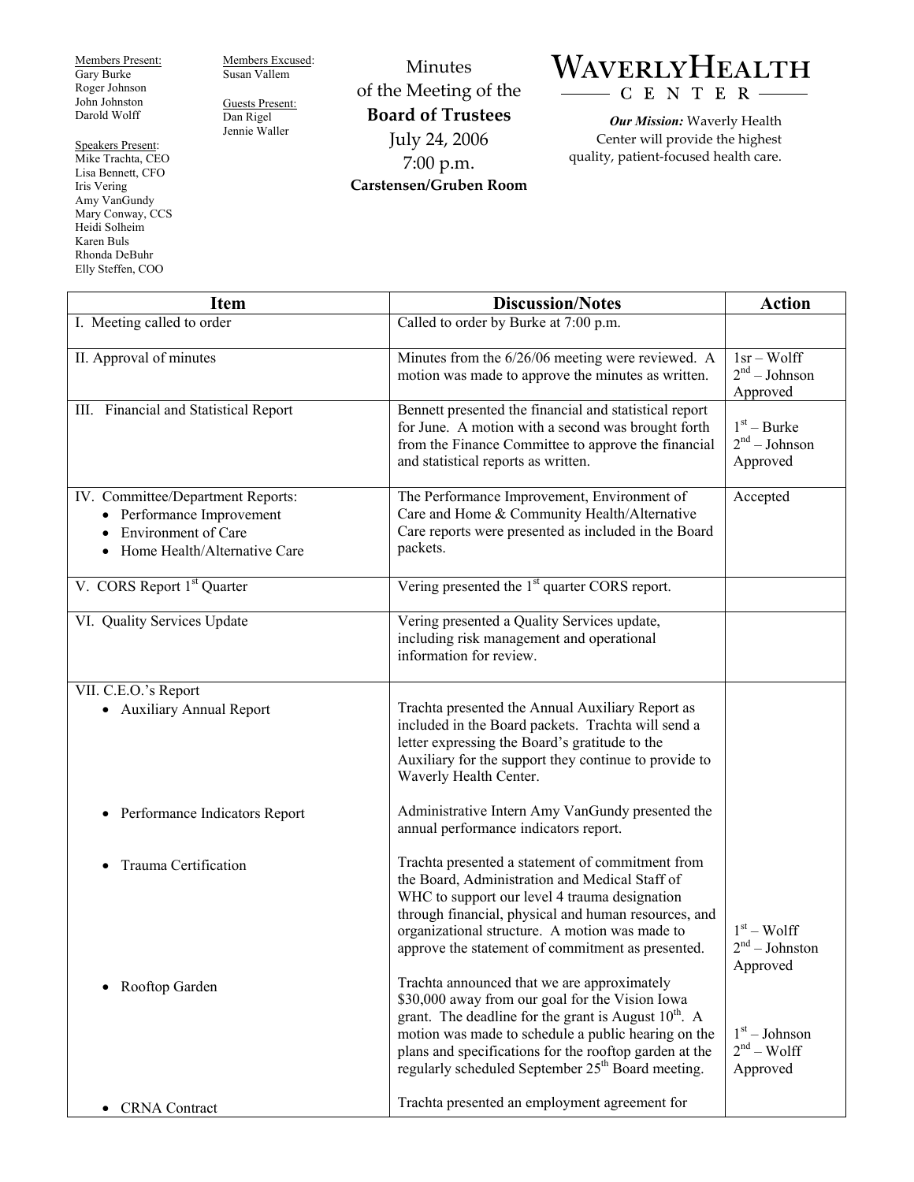Members Present:
Gary Burke
Roger Johnson
John Johnston
Darold Wolff

Speakers Present:
Mike Trachta, CEO
Lisa Bennett, CFO
Iris Vering
Amy VanGundy
Mary Conway, CCS
Heidi Solheim
Karen Buls
Rhonda DeBuhr
Elly Steffen, COO

Members Excused:
Susan Vallem

Guests Present:
Dan Rigel
Jennie Waller

# Minutes of the Meeting of the Board of Trustees

July 24, 2006
7:00 p.m.
**Carstensen/Gruben Room**

**WAVERLY HEALTH CENTER**

***Our Mission:*** Waverly Health Center will provide the highest quality, patient-focused health care.

| Item | Discussion/Notes | Action |
|---|---|---|
| I. Meeting called to order | Called to order by Burke at 7:00 p.m. | |
| II. Approval of minutes | Minutes from the 6/26/06 meeting were reviewed. A motion was made to approve the minutes as written. | 1sr – Wolff<br>2nd – Johnson<br>Approved |
| III. Financial and Statistical Report | Bennett presented the financial and statistical report for June. A motion with a second was brought forth from the Finance Committee to approve the financial and statistical reports as written. | 1st – Burke<br>2nd – Johnson<br>Approved |
| IV. Committee/Department Reports:<br>• Performance Improvement<br>• Environment of Care<br>• Home Health/Alternative Care | The Performance Improvement, Environment of Care and Home & Community Health/Alternative Care reports were presented as included in the Board packets. | Accepted |
| V. CORS Report 1st Quarter | Vering presented the 1st quarter CORS report. | |
| VI. Quality Services Update | Vering presented a Quality Services update, including risk management and operational information for review. | |
| VII. C.E.O.'s Report<br>• Auxiliary Annual Report | Trachta presented the Annual Auxiliary Report as included in the Board packets. Trachta will send a letter expressing the Board's gratitude to the Auxiliary for the support they continue to provide to Waverly Health Center. | |
| • Performance Indicators Report | Administrative Intern Amy VanGundy presented the annual performance indicators report. | |
| • Trauma Certification | Trachta presented a statement of commitment from the Board, Administration and Medical Staff of WHC to support our level 4 trauma designation through financial, physical and human resources, and organizational structure. A motion was made to approve the statement of commitment as presented. | 1st – Wolff<br>2nd – Johnston<br>Approved |
| • Rooftop Garden | Trachta announced that we are approximately \$30,000 away from our goal for the Vision Iowa grant. The deadline for the grant is August 10th. A motion was made to schedule a public hearing on the plans and specifications for the rooftop garden at the regularly scheduled September 25th Board meeting. | 1st – Johnson<br>2nd – Wolff<br>Approved |
| • CRNA Contract | Trachta presented an employment agreement for | |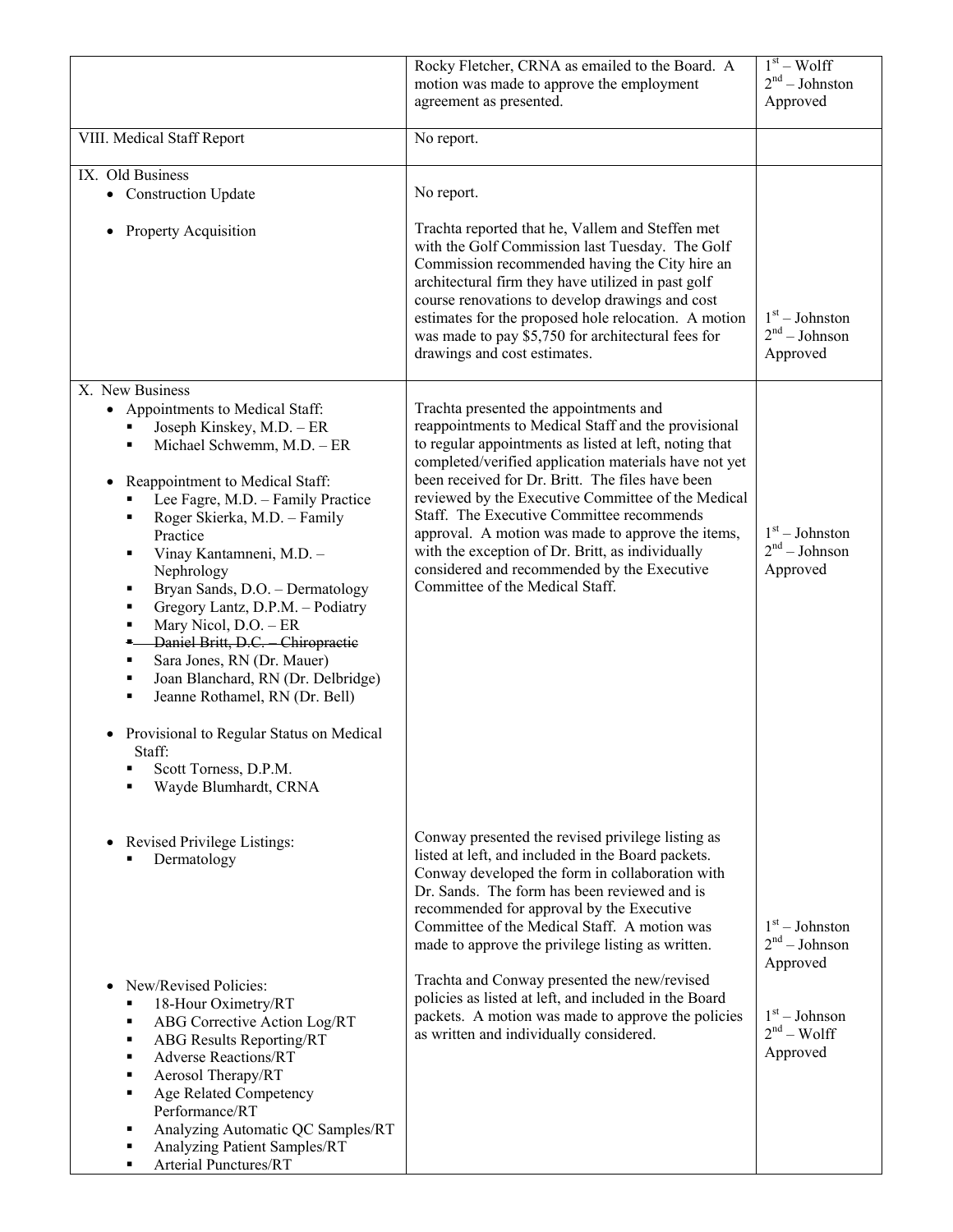| | | |
|---|---|---|
| | Rocky Fletcher, CRNA as emailed to the Board. A motion was made to approve the employment agreement as presented. | 1st – Wolff<br>2nd – Johnston<br>Approved |
| VIII. Medical Staff Report | No report. | |
| IX. Old Business<br>• Construction Update<br><br>• Property Acquisition | No report.<br><br>Trachta reported that he, Vallem and Steffen met with the Golf Commission last Tuesday. The Golf Commission recommended having the City hire an architectural firm they have utilized in past golf course renovations to develop drawings and cost estimates for the proposed hole relocation. A motion was made to pay $5,750 for architectural fees for drawings and cost estimates. | 1st – Johnston<br>2nd – Johnson<br>Approved |
| X. New Business<br>• Appointments to Medical Staff:<br>▪ Joseph Kinskey, M.D. – ER<br>▪ Michael Schwemm, M.D. – ER<br><br>• Reappointment to Medical Staff:<br>▪ Lee Fagre, M.D. – Family Practice<br>▪ Roger Skierka, M.D. – Family Practice<br>▪ Vinay Kantamneni, M.D. – Nephrology<br>▪ Bryan Sands, D.O. – Dermatology<br>▪ Gregory Lantz, D.P.M. – Podiatry<br>▪ Mary Nicol, D.O. – ER<br>▪ ~~Daniel Britt, D.C. – Chiropractic~~<br>▪ Sara Jones, RN (Dr. Mauer)<br>▪ Joan Blanchard, RN (Dr. Delbridge)<br>▪ Jeanne Rothamel, RN (Dr. Bell)<br><br>• Provisional to Regular Status on Medical Staff:<br>▪ Scott Torness, D.P.M.<br>▪ Wayde Blumhardt, CRNA | Trachta presented the appointments and reappointments to Medical Staff and the provisional to regular appointments as listed at left, noting that completed/verified application materials have not yet been received for Dr. Britt. The files have been reviewed by the Executive Committee of the Medical Staff. The Executive Committee recommends approval. A motion was made to approve the items, with the exception of Dr. Britt, as individually considered and recommended by the Executive Committee of the Medical Staff. | 1st – Johnston<br>2nd – Johnson<br>Approved |
| • Revised Privilege Listings:<br>▪ Dermatology | Conway presented the revised privilege listing as listed at left, and included in the Board packets. Conway developed the form in collaboration with Dr. Sands. The form has been reviewed and is recommended for approval by the Executive Committee of the Medical Staff. A motion was made to approve the privilege listing as written. | 1st – Johnston<br>2nd – Johnson<br>Approved |
| • New/Revised Policies:<br>▪ 18-Hour Oximetry/RT<br>▪ ABG Corrective Action Log/RT<br>▪ ABG Results Reporting/RT<br>▪ Adverse Reactions/RT<br>▪ Aerosol Therapy/RT<br>▪ Age Related Competency Performance/RT<br>▪ Analyzing Automatic QC Samples/RT<br>▪ Analyzing Patient Samples/RT<br>▪ Arterial Punctures/RT | Trachta and Conway presented the new/revised policies as listed at left, and included in the Board packets. A motion was made to approve the policies as written and individually considered. | 1st – Johnson<br>2nd – Wolff<br>Approved |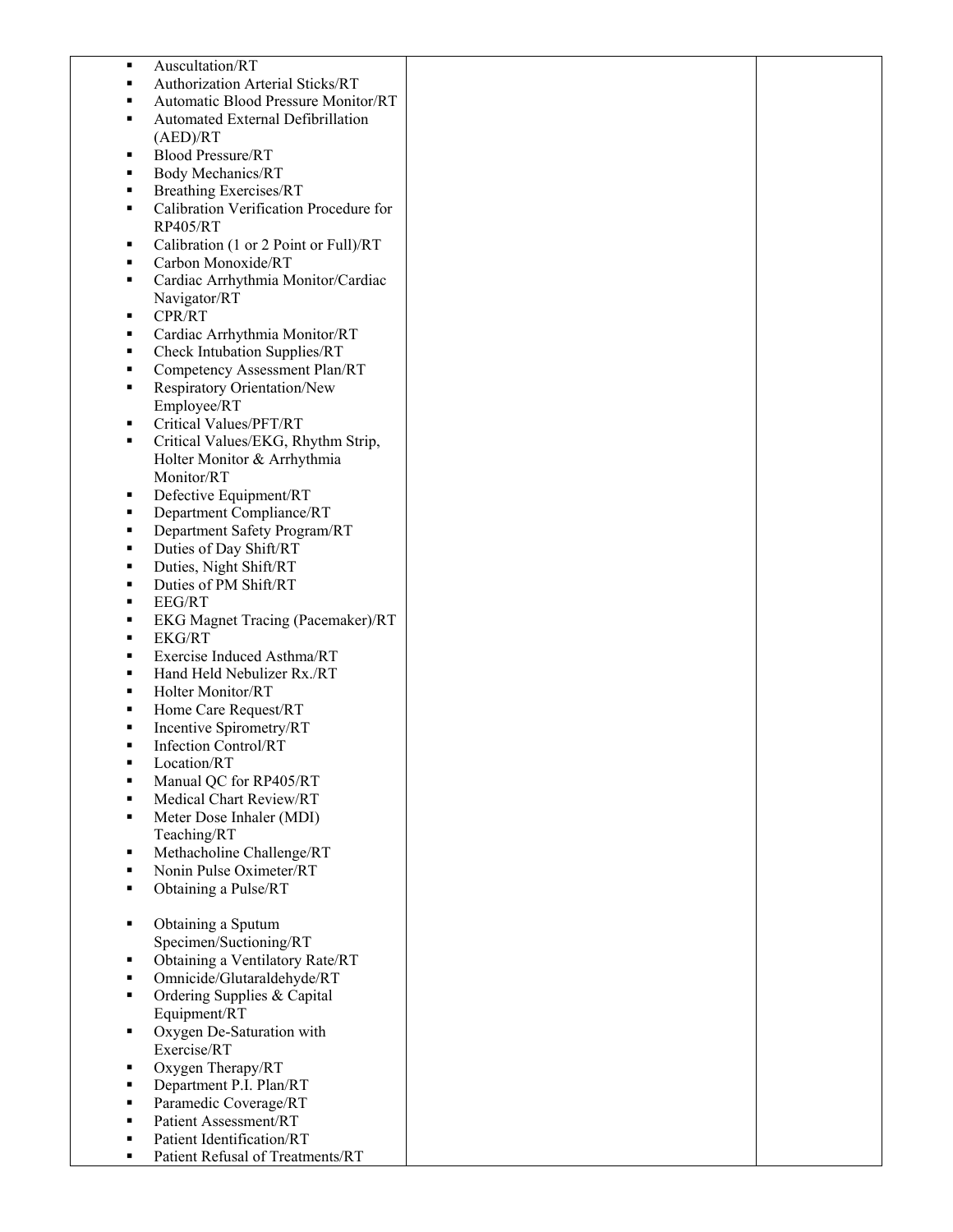| | | |
|---|---|---|
| - Auscultation/RT<br>- Authorization Arterial Sticks/RT<br>- Automatic Blood Pressure Monitor/RT<br>- Automated External Defibrillation (AED)/RT<br>- Blood Pressure/RT<br>- Body Mechanics/RT<br>- Breathing Exercises/RT<br>- Calibration Verification Procedure for RP405/RT<br>- Calibration (1 or 2 Point or Full)/RT<br>- Carbon Monoxide/RT<br>- Cardiac Arrhythmia Monitor/Cardiac Navigator/RT<br>- CPR/RT<br>- Cardiac Arrhythmia Monitor/RT<br>- Check Intubation Supplies/RT<br>- Competency Assessment Plan/RT<br>- Respiratory Orientation/New Employee/RT<br>- Critical Values/PFT/RT<br>- Critical Values/EKG, Rhythm Strip, Holter Monitor & Arrhythmia Monitor/RT<br>- Defective Equipment/RT<br>- Department Compliance/RT<br>- Department Safety Program/RT<br>- Duties of Day Shift/RT<br>- Duties, Night Shift/RT<br>- Duties of PM Shift/RT<br>- EEG/RT<br>- EKG Magnet Tracing (Pacemaker)/RT<br>- EKG/RT<br>- Exercise Induced Asthma/RT<br>- Hand Held Nebulizer Rx./RT<br>- Holter Monitor/RT<br>- Home Care Request/RT<br>- Incentive Spirometry/RT<br>- Infection Control/RT<br>- Location/RT<br>- Manual QC for RP405/RT<br>- Medical Chart Review/RT<br>- Meter Dose Inhaler (MDI) Teaching/RT<br>- Methacholine Challenge/RT<br>- Nonin Pulse Oximeter/RT<br>- Obtaining a Pulse/RT<br>- Obtaining a Sputum Specimen/Suctioning/RT<br>- Obtaining a Ventilatory Rate/RT<br>- Omnicide/Glutaraldehyde/RT<br>- Ordering Supplies & Capital Equipment/RT<br>- Oxygen De-Saturation with Exercise/RT<br>- Oxygen Therapy/RT<br>- Department P.I. Plan/RT<br>- Paramedic Coverage/RT<br>- Patient Assessment/RT<br>- Patient Identification/RT<br>- Patient Refusal of Treatments/RT | | |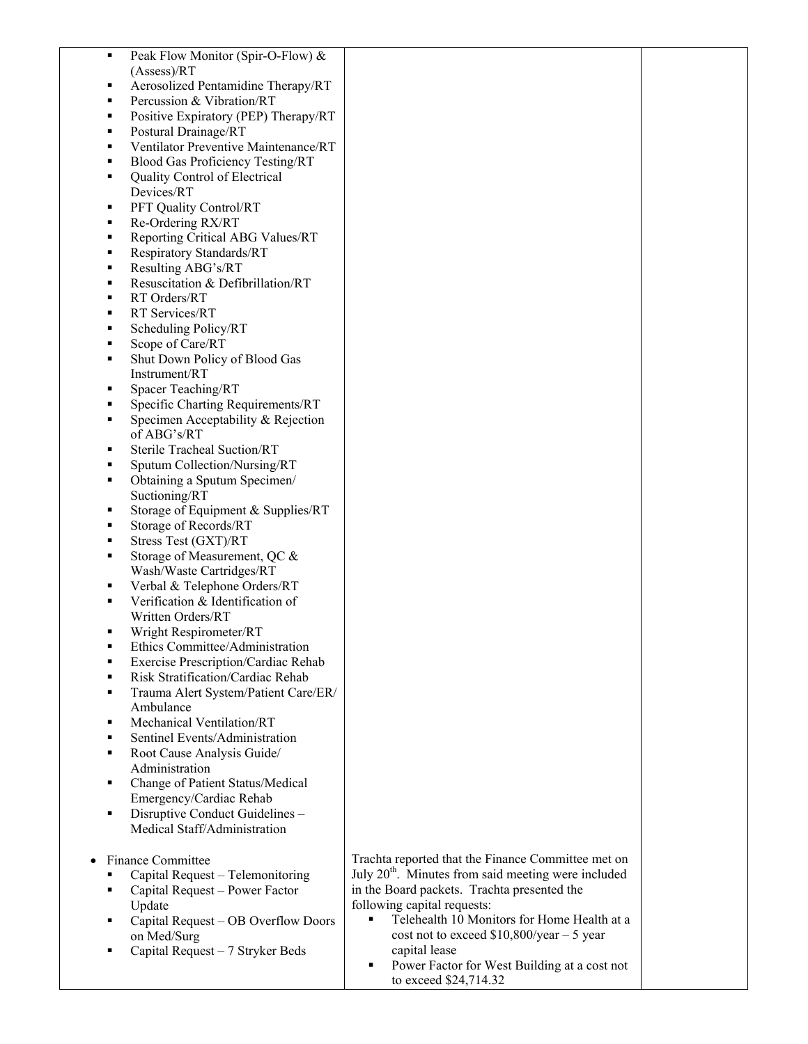| | | |
|---|---|---|
| ▪ Peak Flow Monitor (Spir-O-Flow) & (Assess)/RT<br>▪ Aerosolized Pentamidine Therapy/RT<br>▪ Percussion & Vibration/RT<br>▪ Positive Expiratory (PEP) Therapy/RT<br>▪ Postural Drainage/RT<br>▪ Ventilator Preventive Maintenance/RT<br>▪ Blood Gas Proficiency Testing/RT<br>▪ Quality Control of Electrical Devices/RT<br>▪ PFT Quality Control/RT<br>▪ Re-Ordering RX/RT<br>▪ Reporting Critical ABG Values/RT<br>▪ Respiratory Standards/RT<br>▪ Resulting ABG's/RT<br>▪ Resuscitation & Defibrillation/RT<br>▪ RT Orders/RT<br>▪ RT Services/RT<br>▪ Scheduling Policy/RT<br>▪ Scope of Care/RT<br>▪ Shut Down Policy of Blood Gas Instrument/RT<br>▪ Spacer Teaching/RT<br>▪ Specific Charting Requirements/RT<br>▪ Specimen Acceptability & Rejection of ABG's/RT<br>▪ Sterile Tracheal Suction/RT<br>▪ Sputum Collection/Nursing/RT<br>▪ Obtaining a Sputum Specimen/ Suctioning/RT<br>▪ Storage of Equipment & Supplies/RT<br>▪ Storage of Records/RT<br>▪ Stress Test (GXT)/RT<br>▪ Storage of Measurement, QC & Wash/Waste Cartridges/RT<br>▪ Verbal & Telephone Orders/RT<br>▪ Verification & Identification of Written Orders/RT<br>▪ Wright Respirometer/RT<br>▪ Ethics Committee/Administration<br>▪ Exercise Prescription/Cardiac Rehab<br>▪ Risk Stratification/Cardiac Rehab<br>▪ Trauma Alert System/Patient Care/ER/ Ambulance<br>▪ Mechanical Ventilation/RT<br>▪ Sentinel Events/Administration<br>▪ Root Cause Analysis Guide/ Administration<br>▪ Change of Patient Status/Medical Emergency/Cardiac Rehab<br>▪ Disruptive Conduct Guidelines – Medical Staff/Administration | | |
| • Finance Committee<br>▪ Capital Request – Telemonitoring<br>▪ Capital Request – Power Factor Update<br>▪ Capital Request – OB Overflow Doors on Med/Surg<br>▪ Capital Request – 7 Stryker Beds | Trachta reported that the Finance Committee met on July 20th. Minutes from said meeting were included in the Board packets. Trachta presented the following capital requests:<br>▪ Telehealth 10 Monitors for Home Health at a cost not to exceed $10,800/year – 5 year capital lease<br>▪ Power Factor for West Building at a cost not to exceed $24,714.32 | |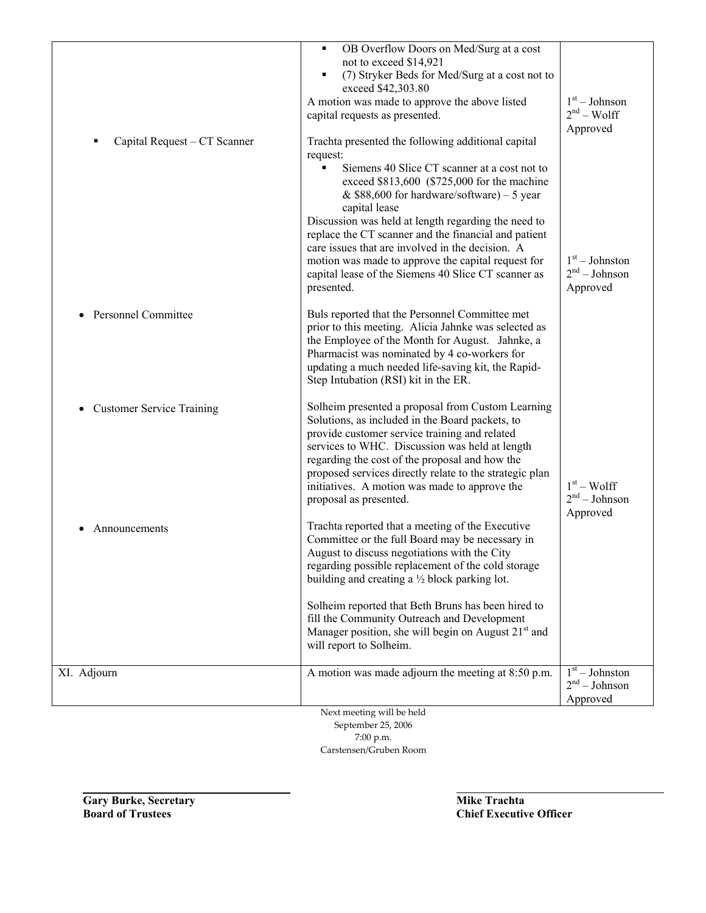| | | |
|---|---|---|
| | ▪ OB Overflow Doors on Med/Surg at a cost not to exceed $14,921<br>▪ (7) Stryker Beds for Med/Surg at a cost not to exceed $42,303.80<br>A motion was made to approve the above listed capital requests as presented. | 1st – Johnson<br>2nd – Wolff<br>Approved |
| ▪ Capital Request – CT Scanner | Trachta presented the following additional capital request:<br>▪ Siemens 40 Slice CT scanner at a cost not to exceed $813,600 ($725,000 for the machine & $88,600 for hardware/software) – 5 year capital lease<br>Discussion was held at length regarding the need to replace the CT scanner and the financial and patient care issues that are involved in the decision. A motion was made to approve the capital request for capital lease of the Siemens 40 Slice CT scanner as presented. | 1st – Johnston<br>2nd – Johnson<br>Approved |
| • Personnel Committee | Buls reported that the Personnel Committee met prior to this meeting. Alicia Jahnke was selected as the Employee of the Month for August. Jahnke, a Pharmacist was nominated by 4 co-workers for updating a much needed life-saving kit, the Rapid-Step Intubation (RSI) kit in the ER. | |
| • Customer Service Training | Solheim presented a proposal from Custom Learning Solutions, as included in the Board packets, to provide customer service training and related services to WHC. Discussion was held at length regarding the cost of the proposal and how the proposed services directly relate to the strategic plan initiatives. A motion was made to approve the proposal as presented. | 1st – Wolff<br>2nd – Johnson<br>Approved |
| • Announcements | Trachta reported that a meeting of the Executive Committee or the full Board may be necessary in August to discuss negotiations with the City regarding possible replacement of the cold storage building and creating a ½ block parking lot.<br><br>Solheim reported that Beth Bruns has been hired to fill the Community Outreach and Development Manager position, she will begin on August 21st and will report to Solheim. | |
| XI. Adjourn | A motion was made adjourn the meeting at 8:50 p.m. | 1st – Johnston<br>2nd – Johnson<br>Approved |

Next meeting will be held
September 25, 2006
7:00 p.m.
Carstensen/Gruben Room

**Gary Burke, Secretary**
**Board of Trustees**

**Mike Trachta**
**Chief Executive Officer**